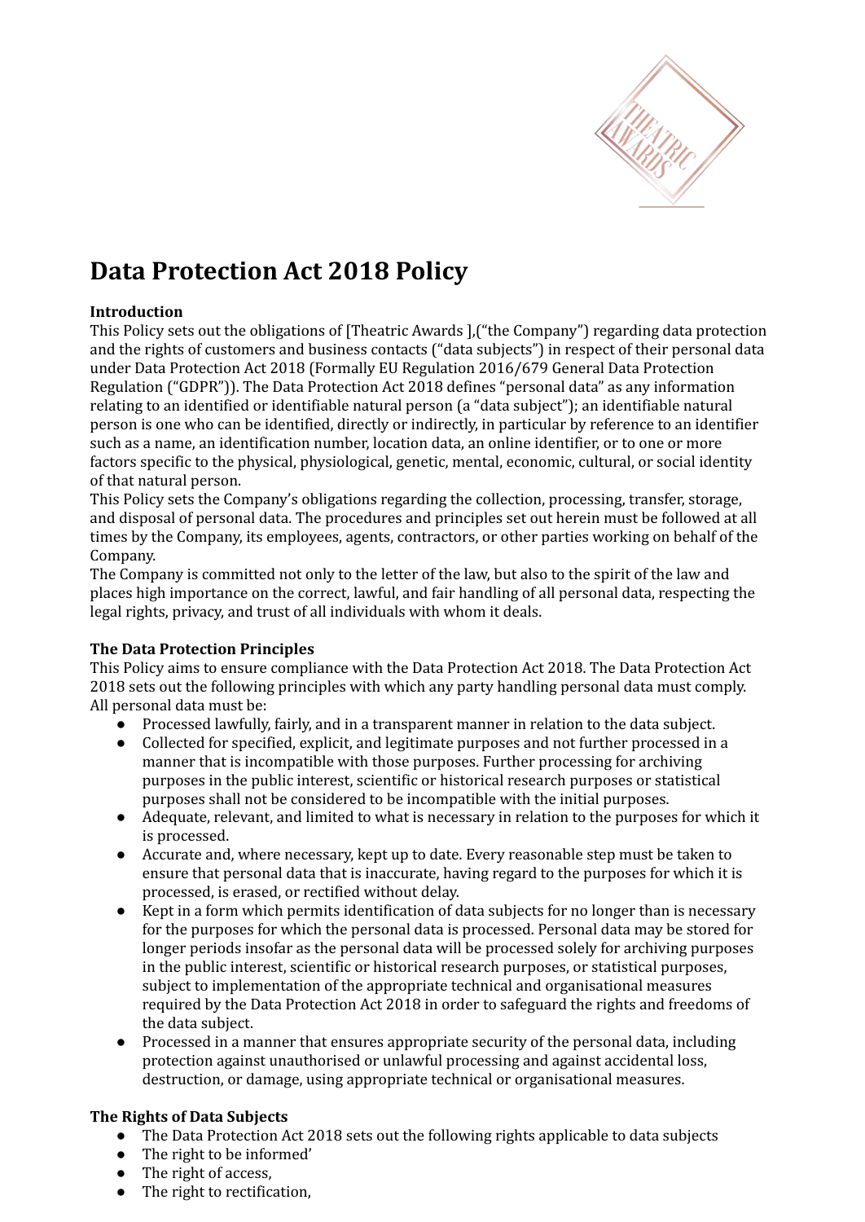# Data Protection Act 2018 Policy

**Introduction**

This Policy sets out the obligations of [Theatric Awards ],("the Company") regarding data protection and the rights of customers and business contacts ("data subjects") in respect of their personal data under Data Protection Act 2018 (Formally EU Regulation 2016/679 General Data Protection Regulation ("GDPR")). The Data Protection Act 2018 defines "personal data" as any information relating to an identified or identifiable natural person (a "data subject"); an identifiable natural person is one who can be identified, directly or indirectly, in particular by reference to an identifier such as a name, an identification number, location data, an online identifier, or to one or more factors specific to the physical, physiological, genetic, mental, economic, cultural, or social identity of that natural person.

This Policy sets the Company's obligations regarding the collection, processing, transfer, storage, and disposal of personal data. The procedures and principles set out herein must be followed at all times by the Company, its employees, agents, contractors, or other parties working on behalf of the Company.

The Company is committed not only to the letter of the law, but also to the spirit of the law and places high importance on the correct, lawful, and fair handling of all personal data, respecting the legal rights, privacy, and trust of all individuals with whom it deals.

**The Data Protection Principles**

This Policy aims to ensure compliance with the Data Protection Act 2018. The Data Protection Act 2018 sets out the following principles with which any party handling personal data must comply. All personal data must be:

- Processed lawfully, fairly, and in a transparent manner in relation to the data subject.
- Collected for specified, explicit, and legitimate purposes and not further processed in a manner that is incompatible with those purposes. Further processing for archiving purposes in the public interest, scientific or historical research purposes or statistical purposes shall not be considered to be incompatible with the initial purposes.
- Adequate, relevant, and limited to what is necessary in relation to the purposes for which it is processed.
- Accurate and, where necessary, kept up to date. Every reasonable step must be taken to ensure that personal data that is inaccurate, having regard to the purposes for which it is processed, is erased, or rectified without delay.
- Kept in a form which permits identification of data subjects for no longer than is necessary for the purposes for which the personal data is processed. Personal data may be stored for longer periods insofar as the personal data will be processed solely for archiving purposes in the public interest, scientific or historical research purposes, or statistical purposes, subject to implementation of the appropriate technical and organisational measures required by the Data Protection Act 2018 in order to safeguard the rights and freedoms of the data subject.
- Processed in a manner that ensures appropriate security of the personal data, including protection against unauthorised or unlawful processing and against accidental loss, destruction, or damage, using appropriate technical or organisational measures.

**The Rights of Data Subjects**

- The Data Protection Act 2018 sets out the following rights applicable to data subjects
- The right to be informed'
- The right of access,
- The right to rectification,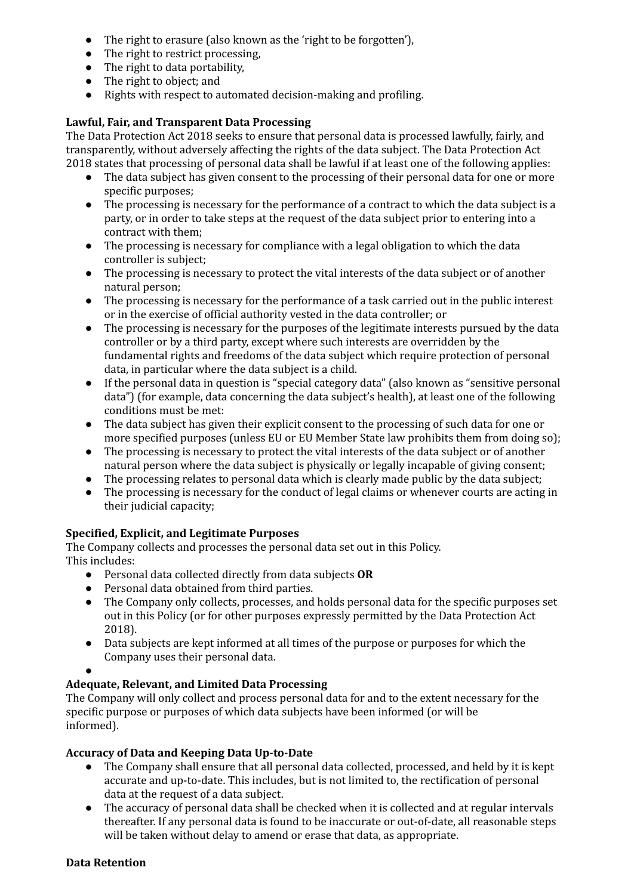- The right to erasure (also known as the 'right to be forgotten'),
- The right to restrict processing,
- The right to data portability,
- The right to object; and
- Rights with respect to automated decision-making and profiling.

**Lawful, Fair, and Transparent Data Processing**

The Data Protection Act 2018 seeks to ensure that personal data is processed lawfully, fairly, and transparently, without adversely affecting the rights of the data subject. The Data Protection Act 2018 states that processing of personal data shall be lawful if at least one of the following applies:

- The data subject has given consent to the processing of their personal data for one or more specific purposes;
- The processing is necessary for the performance of a contract to which the data subject is a party, or in order to take steps at the request of the data subject prior to entering into a contract with them;
- The processing is necessary for compliance with a legal obligation to which the data controller is subject;
- The processing is necessary to protect the vital interests of the data subject or of another natural person;
- The processing is necessary for the performance of a task carried out in the public interest or in the exercise of official authority vested in the data controller; or
- The processing is necessary for the purposes of the legitimate interests pursued by the data controller or by a third party, except where such interests are overridden by the fundamental rights and freedoms of the data subject which require protection of personal data, in particular where the data subject is a child.
- If the personal data in question is "special category data" (also known as "sensitive personal data") (for example, data concerning the data subject's health), at least one of the following conditions must be met:
- The data subject has given their explicit consent to the processing of such data for one or more specified purposes (unless EU or EU Member State law prohibits them from doing so);
- The processing is necessary to protect the vital interests of the data subject or of another natural person where the data subject is physically or legally incapable of giving consent;
- The processing relates to personal data which is clearly made public by the data subject;
- The processing is necessary for the conduct of legal claims or whenever courts are acting in their judicial capacity;

**Specified, Explicit, and Legitimate Purposes**

The Company collects and processes the personal data set out in this Policy.
This includes:

- Personal data collected directly from data subjects **OR**
- Personal data obtained from third parties.
- The Company only collects, processes, and holds personal data for the specific purposes set out in this Policy (or for other purposes expressly permitted by the Data Protection Act 2018).
- Data subjects are kept informed at all times of the purpose or purposes for which the Company uses their personal data.

**Adequate, Relevant, and Limited Data Processing**

The Company will only collect and process personal data for and to the extent necessary for the specific purpose or purposes of which data subjects have been informed (or will be informed).

**Accuracy of Data and Keeping Data Up-to-Date**

- The Company shall ensure that all personal data collected, processed, and held by it is kept accurate and up-to-date. This includes, but is not limited to, the rectification of personal data at the request of a data subject.
- The accuracy of personal data shall be checked when it is collected and at regular intervals thereafter. If any personal data is found to be inaccurate or out-of-date, all reasonable steps will be taken without delay to amend or erase that data, as appropriate.

**Data Retention**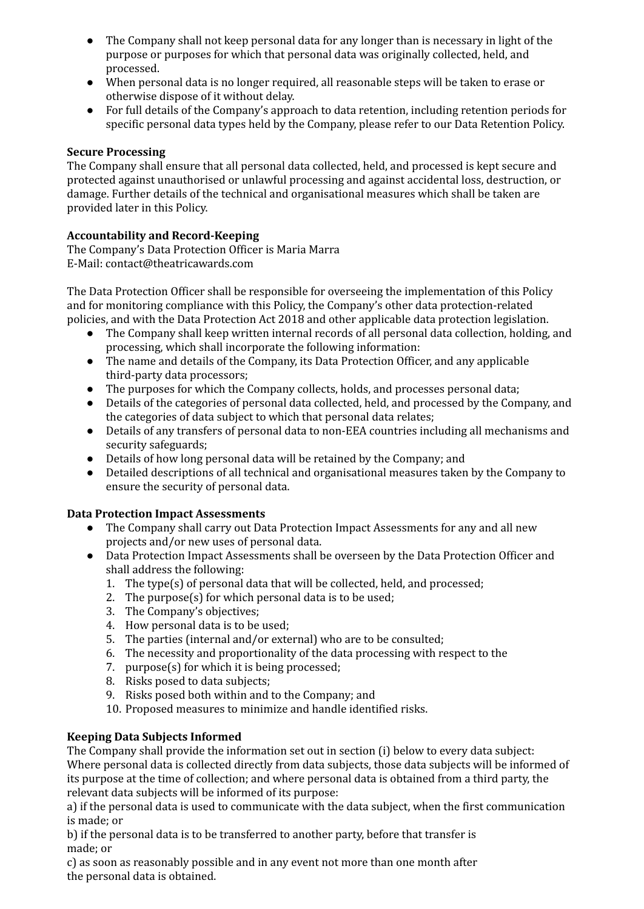- The Company shall not keep personal data for any longer than is necessary in light of the purpose or purposes for which that personal data was originally collected, held, and processed.
- When personal data is no longer required, all reasonable steps will be taken to erase or otherwise dispose of it without delay.
- For full details of the Company's approach to data retention, including retention periods for specific personal data types held by the Company, please refer to our Data Retention Policy.

**Secure Processing**
The Company shall ensure that all personal data collected, held, and processed is kept secure and protected against unauthorised or unlawful processing and against accidental loss, destruction, or damage. Further details of the technical and organisational measures which shall be taken are provided later in this Policy.

**Accountability and Record-Keeping**
The Company's Data Protection Officer is Maria Marra
E-Mail: contact@theatricawards.com

The Data Protection Officer shall be responsible for overseeing the implementation of this Policy and for monitoring compliance with this Policy, the Company's other data protection-related policies, and with the Data Protection Act 2018 and other applicable data protection legislation.

- The Company shall keep written internal records of all personal data collection, holding, and processing, which shall incorporate the following information:
- The name and details of the Company, its Data Protection Officer, and any applicable third-party data processors;
- The purposes for which the Company collects, holds, and processes personal data;
- Details of the categories of personal data collected, held, and processed by the Company, and the categories of data subject to which that personal data relates;
- Details of any transfers of personal data to non-EEA countries including all mechanisms and security safeguards;
- Details of how long personal data will be retained by the Company; and
- Detailed descriptions of all technical and organisational measures taken by the Company to ensure the security of personal data.

**Data Protection Impact Assessments**

- The Company shall carry out Data Protection Impact Assessments for any and all new projects and/or new uses of personal data.
- Data Protection Impact Assessments shall be overseen by the Data Protection Officer and shall address the following:
  1. The type(s) of personal data that will be collected, held, and processed;
  2. The purpose(s) for which personal data is to be used;
  3. The Company's objectives;
  4. How personal data is to be used;
  5. The parties (internal and/or external) who are to be consulted;
  6. The necessity and proportionality of the data processing with respect to the
  7. purpose(s) for which it is being processed;
  8. Risks posed to data subjects;
  9. Risks posed both within and to the Company; and
  10. Proposed measures to minimize and handle identified risks.

**Keeping Data Subjects Informed**
The Company shall provide the information set out in section (i) below to every data subject:
Where personal data is collected directly from data subjects, those data subjects will be informed of its purpose at the time of collection; and where personal data is obtained from a third party, the relevant data subjects will be informed of its purpose:
a) if the personal data is used to communicate with the data subject, when the first communication is made; or
b) if the personal data is to be transferred to another party, before that transfer is made; or
c) as soon as reasonably possible and in any event not more than one month after the personal data is obtained.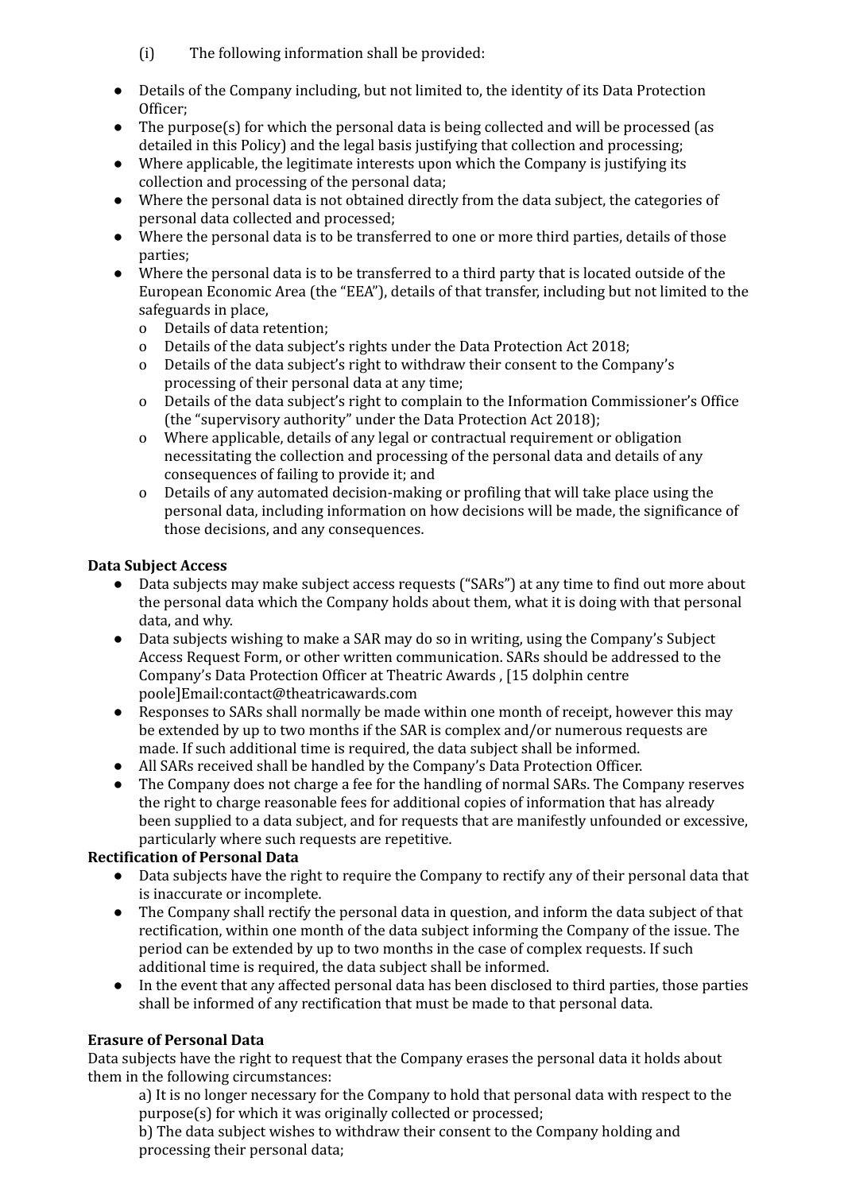(i) The following information shall be provided:

- Details of the Company including, but not limited to, the identity of its Data Protection Officer;
- The purpose(s) for which the personal data is being collected and will be processed (as detailed in this Policy) and the legal basis justifying that collection and processing;
- Where applicable, the legitimate interests upon which the Company is justifying its collection and processing of the personal data;
- Where the personal data is not obtained directly from the data subject, the categories of personal data collected and processed;
- Where the personal data is to be transferred to one or more third parties, details of those parties;
- Where the personal data is to be transferred to a third party that is located outside of the European Economic Area (the "EEA"), details of that transfer, including but not limited to the safeguards in place,
  - o Details of data retention;
  - o Details of the data subject's rights under the Data Protection Act 2018;
  - o Details of the data subject's right to withdraw their consent to the Company's processing of their personal data at any time;
  - o Details of the data subject's right to complain to the Information Commissioner's Office (the "supervisory authority" under the Data Protection Act 2018);
  - o Where applicable, details of any legal or contractual requirement or obligation necessitating the collection and processing of the personal data and details of any consequences of failing to provide it; and
  - o Details of any automated decision-making or profiling that will take place using the personal data, including information on how decisions will be made, the significance of those decisions, and any consequences.

**Data Subject Access**

- Data subjects may make subject access requests ("SARs") at any time to find out more about the personal data which the Company holds about them, what it is doing with that personal data, and why.
- Data subjects wishing to make a SAR may do so in writing, using the Company's Subject Access Request Form, or other written communication. SARs should be addressed to the Company's Data Protection Officer at Theatric Awards , [15 dolphin centre poole]Email:contact@theatricawards.com
- Responses to SARs shall normally be made within one month of receipt, however this may be extended by up to two months if the SAR is complex and/or numerous requests are made. If such additional time is required, the data subject shall be informed.
- All SARs received shall be handled by the Company's Data Protection Officer.
- The Company does not charge a fee for the handling of normal SARs. The Company reserves the right to charge reasonable fees for additional copies of information that has already been supplied to a data subject, and for requests that are manifestly unfounded or excessive, particularly where such requests are repetitive.

**Rectification of Personal Data**

- Data subjects have the right to require the Company to rectify any of their personal data that is inaccurate or incomplete.
- The Company shall rectify the personal data in question, and inform the data subject of that rectification, within one month of the data subject informing the Company of the issue. The period can be extended by up to two months in the case of complex requests. If such additional time is required, the data subject shall be informed.
- In the event that any affected personal data has been disclosed to third parties, those parties shall be informed of any rectification that must be made to that personal data.

**Erasure of Personal Data**

Data subjects have the right to request that the Company erases the personal data it holds about them in the following circumstances:

a) It is no longer necessary for the Company to hold that personal data with respect to the purpose(s) for which it was originally collected or processed;

b) The data subject wishes to withdraw their consent to the Company holding and processing their personal data;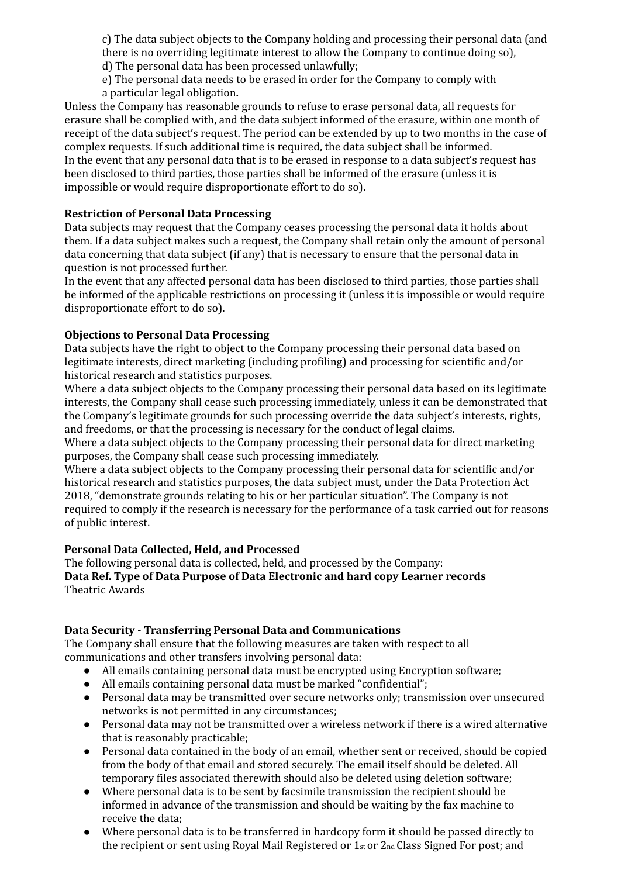c) The data subject objects to the Company holding and processing their personal data (and there is no overriding legitimate interest to allow the Company to continue doing so),

d) The personal data has been processed unlawfully;

e) The personal data needs to be erased in order for the Company to comply with a particular legal obligation**.**

Unless the Company has reasonable grounds to refuse to erase personal data, all requests for erasure shall be complied with, and the data subject informed of the erasure, within one month of receipt of the data subject's request. The period can be extended by up to two months in the case of complex requests. If such additional time is required, the data subject shall be informed.

In the event that any personal data that is to be erased in response to a data subject's request has been disclosed to third parties, those parties shall be informed of the erasure (unless it is impossible or would require disproportionate effort to do so).

**Restriction of Personal Data Processing**

Data subjects may request that the Company ceases processing the personal data it holds about them. If a data subject makes such a request, the Company shall retain only the amount of personal data concerning that data subject (if any) that is necessary to ensure that the personal data in question is not processed further.

In the event that any affected personal data has been disclosed to third parties, those parties shall be informed of the applicable restrictions on processing it (unless it is impossible or would require disproportionate effort to do so).

**Objections to Personal Data Processing**

Data subjects have the right to object to the Company processing their personal data based on legitimate interests, direct marketing (including profiling) and processing for scientific and/or historical research and statistics purposes.

Where a data subject objects to the Company processing their personal data based on its legitimate interests, the Company shall cease such processing immediately, unless it can be demonstrated that the Company's legitimate grounds for such processing override the data subject's interests, rights, and freedoms, or that the processing is necessary for the conduct of legal claims.

Where a data subject objects to the Company processing their personal data for direct marketing purposes, the Company shall cease such processing immediately.

Where a data subject objects to the Company processing their personal data for scientific and/or historical research and statistics purposes, the data subject must, under the Data Protection Act 2018, "demonstrate grounds relating to his or her particular situation". The Company is not required to comply if the research is necessary for the performance of a task carried out for reasons of public interest.

**Personal Data Collected, Held, and Processed**

The following personal data is collected, held, and processed by the Company:

**Data Ref. Type of Data Purpose of Data Electronic and hard copy Learner records**
Theatric Awards

**Data Security - Transferring Personal Data and Communications**

The Company shall ensure that the following measures are taken with respect to all communications and other transfers involving personal data:

- All emails containing personal data must be encrypted using Encryption software;
- All emails containing personal data must be marked "confidential";
- Personal data may be transmitted over secure networks only; transmission over unsecured networks is not permitted in any circumstances;
- Personal data may not be transmitted over a wireless network if there is a wired alternative that is reasonably practicable;
- Personal data contained in the body of an email, whether sent or received, should be copied from the body of that email and stored securely. The email itself should be deleted. All temporary files associated therewith should also be deleted using deletion software;
- Where personal data is to be sent by facsimile transmission the recipient should be informed in advance of the transmission and should be waiting by the fax machine to receive the data;
- Where personal data is to be transferred in hardcopy form it should be passed directly to the recipient or sent using Royal Mail Registered or 1st or 2nd Class Signed For post; and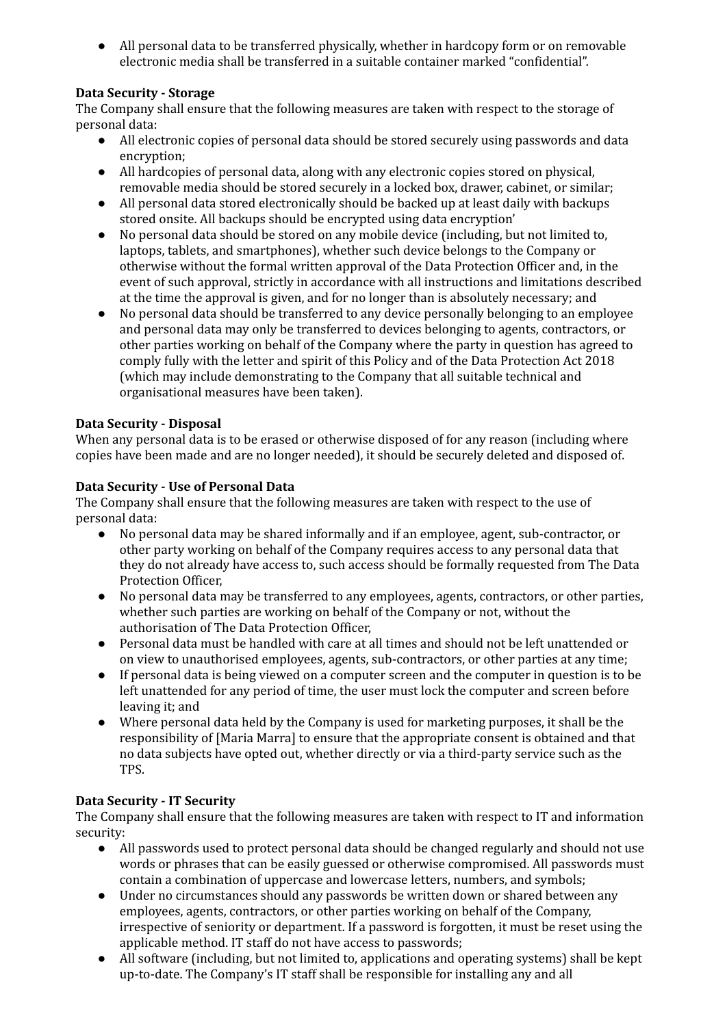- All personal data to be transferred physically, whether in hardcopy form or on removable electronic media shall be transferred in a suitable container marked "confidential".

**Data Security - Storage**

The Company shall ensure that the following measures are taken with respect to the storage of personal data:

- All electronic copies of personal data should be stored securely using passwords and data encryption;
- All hardcopies of personal data, along with any electronic copies stored on physical, removable media should be stored securely in a locked box, drawer, cabinet, or similar;
- All personal data stored electronically should be backed up at least daily with backups stored onsite. All backups should be encrypted using data encryption'
- No personal data should be stored on any mobile device (including, but not limited to, laptops, tablets, and smartphones), whether such device belongs to the Company or otherwise without the formal written approval of the Data Protection Officer and, in the event of such approval, strictly in accordance with all instructions and limitations described at the time the approval is given, and for no longer than is absolutely necessary; and
- No personal data should be transferred to any device personally belonging to an employee and personal data may only be transferred to devices belonging to agents, contractors, or other parties working on behalf of the Company where the party in question has agreed to comply fully with the letter and spirit of this Policy and of the Data Protection Act 2018 (which may include demonstrating to the Company that all suitable technical and organisational measures have been taken).

**Data Security - Disposal**

When any personal data is to be erased or otherwise disposed of for any reason (including where copies have been made and are no longer needed), it should be securely deleted and disposed of.

**Data Security - Use of Personal Data**

The Company shall ensure that the following measures are taken with respect to the use of personal data:

- No personal data may be shared informally and if an employee, agent, sub-contractor, or other party working on behalf of the Company requires access to any personal data that they do not already have access to, such access should be formally requested from The Data Protection Officer,
- No personal data may be transferred to any employees, agents, contractors, or other parties, whether such parties are working on behalf of the Company or not, without the authorisation of The Data Protection Officer,
- Personal data must be handled with care at all times and should not be left unattended or on view to unauthorised employees, agents, sub-contractors, or other parties at any time;
- If personal data is being viewed on a computer screen and the computer in question is to be left unattended for any period of time, the user must lock the computer and screen before leaving it; and
- Where personal data held by the Company is used for marketing purposes, it shall be the responsibility of [Maria Marra] to ensure that the appropriate consent is obtained and that no data subjects have opted out, whether directly or via a third-party service such as the TPS.

**Data Security - IT Security**

The Company shall ensure that the following measures are taken with respect to IT and information security:

- All passwords used to protect personal data should be changed regularly and should not use words or phrases that can be easily guessed or otherwise compromised. All passwords must contain a combination of uppercase and lowercase letters, numbers, and symbols;
- Under no circumstances should any passwords be written down or shared between any employees, agents, contractors, or other parties working on behalf of the Company, irrespective of seniority or department. If a password is forgotten, it must be reset using the applicable method. IT staff do not have access to passwords;
- All software (including, but not limited to, applications and operating systems) shall be kept up-to-date. The Company's IT staff shall be responsible for installing any and all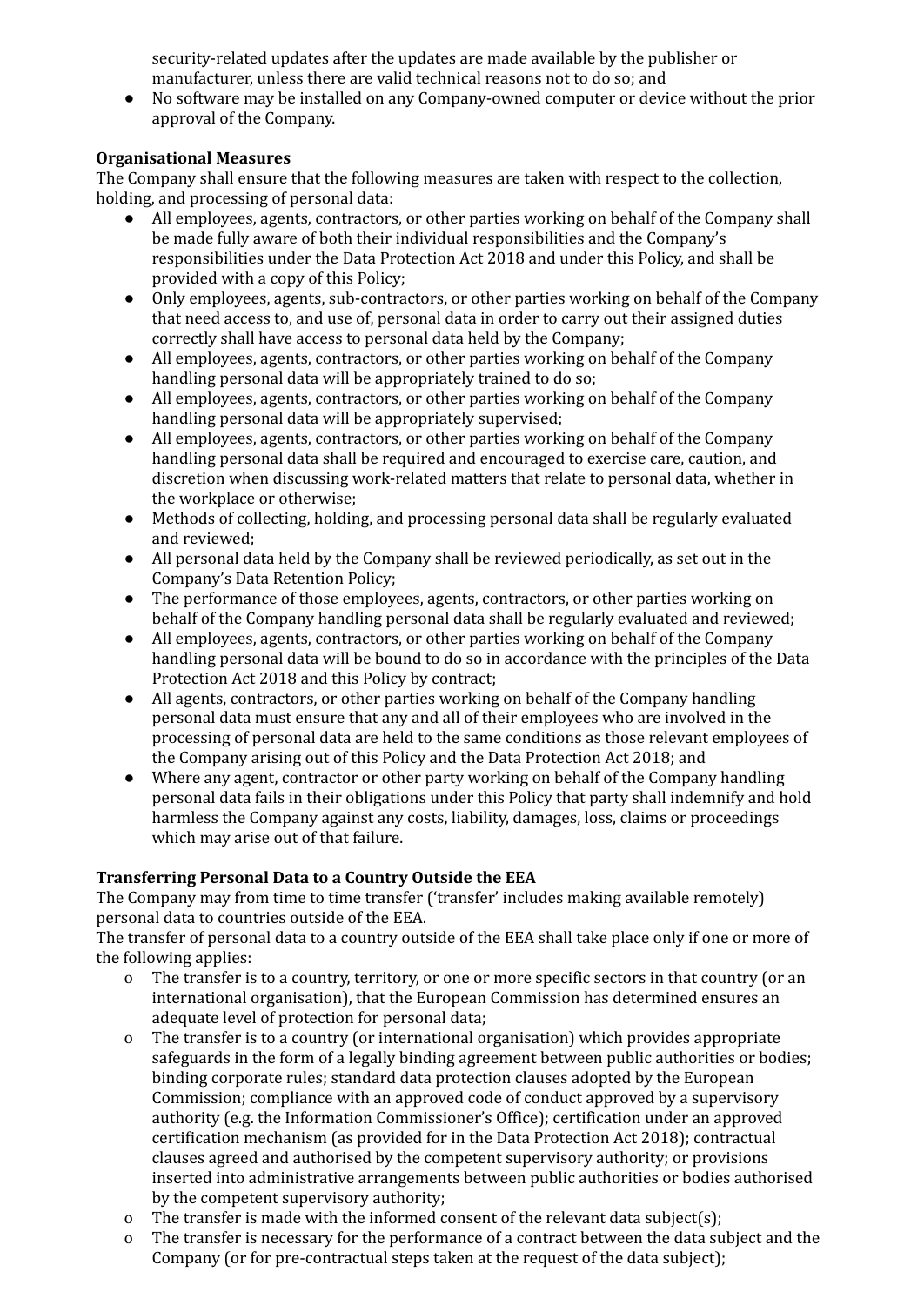security-related updates after the updates are made available by the publisher or manufacturer, unless there are valid technical reasons not to do so; and
- No software may be installed on any Company-owned computer or device without the prior approval of the Company.

**Organisational Measures**

The Company shall ensure that the following measures are taken with respect to the collection, holding, and processing of personal data:

- All employees, agents, contractors, or other parties working on behalf of the Company shall be made fully aware of both their individual responsibilities and the Company's responsibilities under the Data Protection Act 2018 and under this Policy, and shall be provided with a copy of this Policy;
- Only employees, agents, sub-contractors, or other parties working on behalf of the Company that need access to, and use of, personal data in order to carry out their assigned duties correctly shall have access to personal data held by the Company;
- All employees, agents, contractors, or other parties working on behalf of the Company handling personal data will be appropriately trained to do so;
- All employees, agents, contractors, or other parties working on behalf of the Company handling personal data will be appropriately supervised;
- All employees, agents, contractors, or other parties working on behalf of the Company handling personal data shall be required and encouraged to exercise care, caution, and discretion when discussing work-related matters that relate to personal data, whether in the workplace or otherwise;
- Methods of collecting, holding, and processing personal data shall be regularly evaluated and reviewed;
- All personal data held by the Company shall be reviewed periodically, as set out in the Company's Data Retention Policy;
- The performance of those employees, agents, contractors, or other parties working on behalf of the Company handling personal data shall be regularly evaluated and reviewed;
- All employees, agents, contractors, or other parties working on behalf of the Company handling personal data will be bound to do so in accordance with the principles of the Data Protection Act 2018 and this Policy by contract;
- All agents, contractors, or other parties working on behalf of the Company handling personal data must ensure that any and all of their employees who are involved in the processing of personal data are held to the same conditions as those relevant employees of the Company arising out of this Policy and the Data Protection Act 2018; and
- Where any agent, contractor or other party working on behalf of the Company handling personal data fails in their obligations under this Policy that party shall indemnify and hold harmless the Company against any costs, liability, damages, loss, claims or proceedings which may arise out of that failure.

**Transferring Personal Data to a Country Outside the EEA**

The Company may from time to time transfer ('transfer' includes making available remotely) personal data to countries outside of the EEA.

The transfer of personal data to a country outside of the EEA shall take place only if one or more of the following applies:

- The transfer is to a country, territory, or one or more specific sectors in that country (or an international organisation), that the European Commission has determined ensures an adequate level of protection for personal data;
- The transfer is to a country (or international organisation) which provides appropriate safeguards in the form of a legally binding agreement between public authorities or bodies; binding corporate rules; standard data protection clauses adopted by the European Commission; compliance with an approved code of conduct approved by a supervisory authority (e.g. the Information Commissioner's Office); certification under an approved certification mechanism (as provided for in the Data Protection Act 2018); contractual clauses agreed and authorised by the competent supervisory authority; or provisions inserted into administrative arrangements between public authorities or bodies authorised by the competent supervisory authority;
- The transfer is made with the informed consent of the relevant data subject(s);
- The transfer is necessary for the performance of a contract between the data subject and the Company (or for pre-contractual steps taken at the request of the data subject);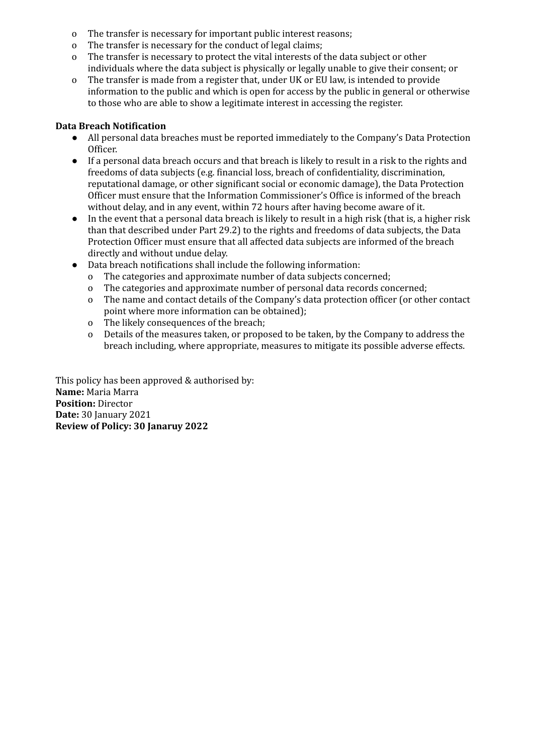- o The transfer is necessary for important public interest reasons;
- o The transfer is necessary for the conduct of legal claims;
- o The transfer is necessary to protect the vital interests of the data subject or other individuals where the data subject is physically or legally unable to give their consent; or
- o The transfer is made from a register that, under UK or EU law, is intended to provide information to the public and which is open for access by the public in general or otherwise to those who are able to show a legitimate interest in accessing the register.

**Data Breach Notification**

- All personal data breaches must be reported immediately to the Company's Data Protection Officer.
- If a personal data breach occurs and that breach is likely to result in a risk to the rights and freedoms of data subjects (e.g. financial loss, breach of confidentiality, discrimination, reputational damage, or other significant social or economic damage), the Data Protection Officer must ensure that the Information Commissioner's Office is informed of the breach without delay, and in any event, within 72 hours after having become aware of it.
- In the event that a personal data breach is likely to result in a high risk (that is, a higher risk than that described under Part 29.2) to the rights and freedoms of data subjects, the Data Protection Officer must ensure that all affected data subjects are informed of the breach directly and without undue delay.
- Data breach notifications shall include the following information:
  - o The categories and approximate number of data subjects concerned;
  - o The categories and approximate number of personal data records concerned;
  - o The name and contact details of the Company's data protection officer (or other contact point where more information can be obtained);
  - o The likely consequences of the breach;
  - o Details of the measures taken, or proposed to be taken, by the Company to address the breach including, where appropriate, measures to mitigate its possible adverse effects.

This policy has been approved & authorised by:
**Name:** Maria Marra
**Position:** Director
**Date:** 30 January 2021
**Review of Policy: 30 Janaruy 2022**